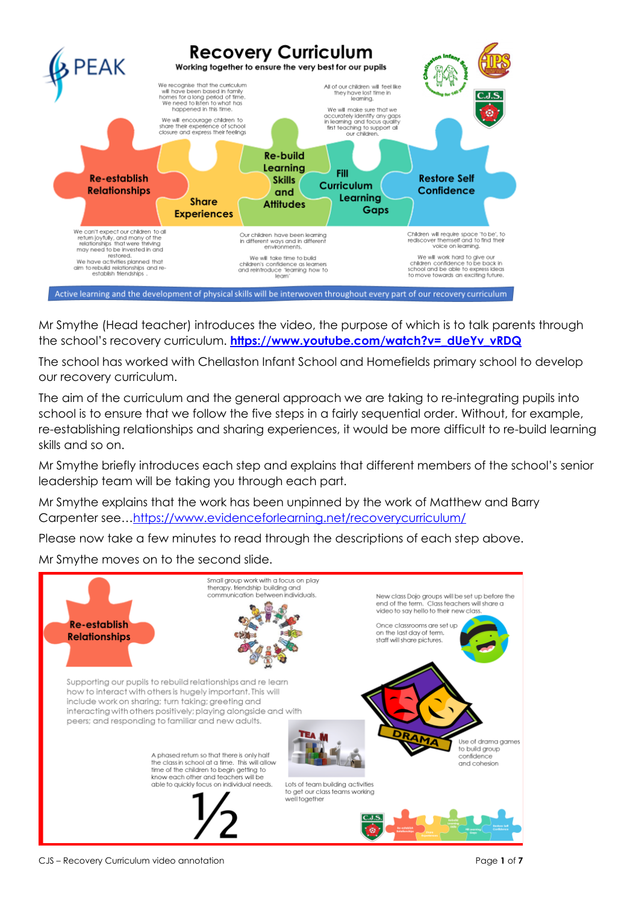# Recovery Curriculum

**Working together to ensure the very best for our pupils**

We recognise that the curriculum will have been based in family homes for a long period of time. We need to listen to what has happened in this time.

We will encourage children to share their experience of school closure and express their feelings

All of our children will feel like they have lost time in learning.

We will make sure that we accurately identify any gaps in learning and focus quality first teaching to support all our children.

**Re-establish Relationships** | **Share Experiences** | **Re-build Learning Skills and Attitudes** | **Fill Curriculum Learning Gaps** | **Restore Self Confidence**

We can't expect our children to all return joyfully, and many of the relationships that were thriving may need to be invested in and restored.
We have activities planned that aim to rebuild relationships and re-establish friendships .

Our children have been learning in different ways and in different environments.
We will take time to build children's confidence as learners and reintroduce 'learning how to learn'

Children will require space 'to be', to rediscover themselves and to find their voice on learning.
We will work hard to give our children confidence to be back in school and be able to express ideas to move towards an exciting future.

Active learning and the development of physical skills will be interwoven throughout every part of our recovery curriculum

Mr Smythe (Head teacher) introduces the video, the purpose of which is to talk parents through the school's recovery curriculum. **https://www.youtube.com/watch?v=_dUeYv_vRDQ**

The school has worked with Chellaston Infant School and Homefields primary school to develop our recovery curriculum.

The aim of the curriculum and the general approach we are taking to re-integrating pupils into school is to ensure that we follow the five steps in a fairly sequential order. Without, for example, re-establishing relationships and sharing experiences, it would be more difficult to re-build learning skills and so on.

Mr Smythe briefly introduces each step and explains that different members of the school's senior leadership team will be taking you through each part.

Mr Smythe explains that the work has been unpinned by the work of Matthew and Barry Carpenter see…https://www.evidenceforlearning.net/recoverycurriculum/

Please now take a few minutes to read through the descriptions of each step above.

Mr Smythe moves on to the second slide.

**Re-establish Relationships**

Small group work with a focus on play therapy, friendship building and communication between individuals.

New class Dojo groups will be set up before the end of the term. Class teachers will share a video to say hello to their new class.

Once classrooms are set up on the last day of term, staff will share pictures.

Supporting our pupils to rebuild relationships and re learn how to interact with others is hugely important. This will include work on sharing; turn taking; greeting and interacting with others positively; playing alongside and with peers; and responding to familiar and new adults.

A phased return so that there is only half the class in school at a time. This will allow time of the children to begin getting to know each other and teachers will be able to quickly focus on individual needs.

Lots of team building activities to get our class teams working well together

Use of drama games to build group confidence and cohesion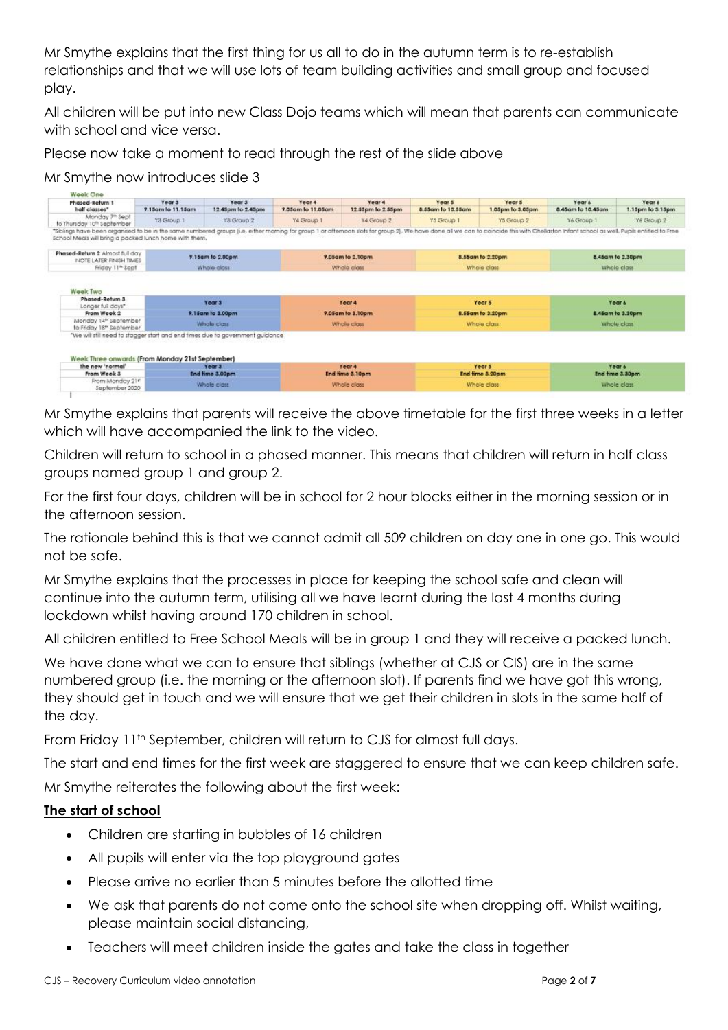Mr Smythe explains that the first thing for us all to do in the autumn term is to re-establish relationships and that we will use lots of team building activities and small group and focused play.

All children will be put into new Class Dojo teams which will mean that parents can communicate with school and vice versa.

Please now take a moment to read through the rest of the slide above

Mr Smythe now introduces slide 3

**Week One**

| Phased-Return 1 half classes* | Year 3 | Year 3 | Year 4 | Year 4 | Year 5 | Year 5 | Year 6 | Year 6 |
|---|---|---|---|---|---|---|---|---|
| | 9.15am to 11.15am | 12.45pm to 2.45pm | 9.05am to 11.05am | 12.55pm to 2.55pm | 8.55am to 10.55am | 1.05pm to 3.05pm | 8.45am to 10.45am | 1.15pm to 3.15pm |
| Monday 7th Sept to Thursday 10th September | Y3 Group 1 | Y3 Group 2 | Y4 Group 1 | Y4 Group 2 | Y5 Group 1 | Y5 Group 2 | Y6 Group 1 | Y6 Group 2 |

*Siblings have been organised to be in the same numbered groups (i.e. either morning for group 1 or afternoon slots for group 2). We have done all we can to coincide this with Chellaston Infant school as well. Pupils entitled to Free School Meals will bring a packed lunch home with them.

| Phased-Return 2 Almost full day NOTE LATER FINISH TIMES | 9.15am to 2.00pm | 9.05am to 2.10pm | 8.55am to 2.20pm | 8.45am to 2.30pm |
|---|---|---|---|---|
| Friday 11th Sept | Whole class | Whole class | Whole class | Whole class |

**Week Two**

| Phased-Return 3 Longer full days* | Year 3 | Year 4 | Year 5 | Year 6 |
|---|---|---|---|---|
| From Week 2 | 9.15am to 3.00pm | 9.05am to 3.10pm | 8.55am to 3.20pm | 8.45am to 3.30pm |
| Monday 14th September to Friday 18th September | Whole class | Whole class | Whole class | Whole class |

*We will still need to stagger start and end times due to government guidance

**Week Three onwards (From Monday 21st September)**

| The new 'normal' | Year 3 | Year 4 | Year 5 | Year 6 |
|---|---|---|---|---|
| From Week 3 | End time 3.00pm | End time 3.10pm | End time 3.20pm | End time 3.30pm |
| From Monday 21st September 2020 | Whole class | Whole class | Whole class | Whole class |

Mr Smythe explains that parents will receive the above timetable for the first three weeks in a letter which will have accompanied the link to the video.

Children will return to school in a phased manner. This means that children will return in half class groups named group 1 and group 2.

For the first four days, children will be in school for 2 hour blocks either in the morning session or in the afternoon session.

The rationale behind this is that we cannot admit all 509 children on day one in one go. This would not be safe.

Mr Smythe explains that the processes in place for keeping the school safe and clean will continue into the autumn term, utilising all we have learnt during the last 4 months during lockdown whilst having around 170 children in school.

All children entitled to Free School Meals will be in group 1 and they will receive a packed lunch.

We have done what we can to ensure that siblings (whether at CJS or CIS) are in the same numbered group (i.e. the morning or the afternoon slot). If parents find we have got this wrong, they should get in touch and we will ensure that we get their children in slots in the same half of the day.

From Friday 11th September, children will return to CJS for almost full days.

The start and end times for the first week are staggered to ensure that we can keep children safe.

Mr Smythe reiterates the following about the first week:

**The start of school**

- Children are starting in bubbles of 16 children
- All pupils will enter via the top playground gates
- Please arrive no earlier than 5 minutes before the allotted time
- We ask that parents do not come onto the school site when dropping off. Whilst waiting, please maintain social distancing,
- Teachers will meet children inside the gates and take the class in together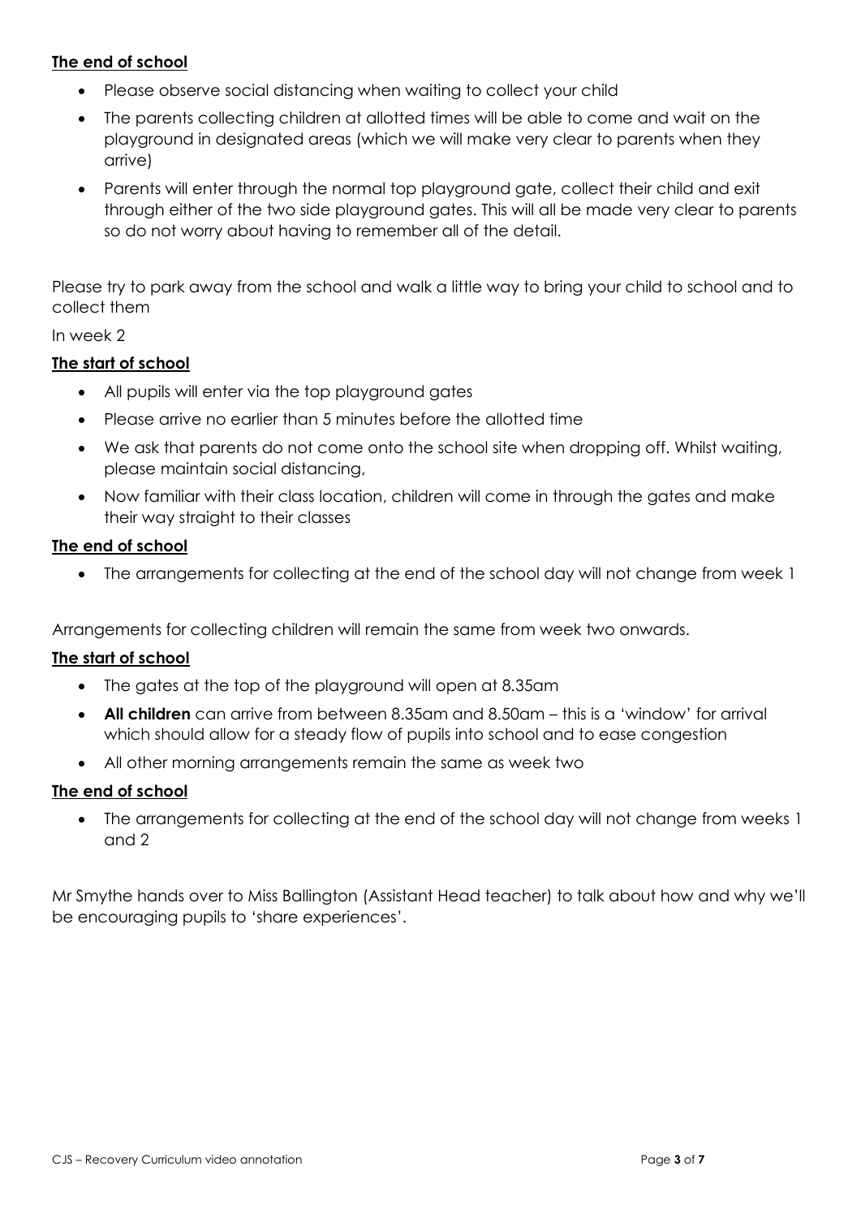**The end of school**

- Please observe social distancing when waiting to collect your child
- The parents collecting children at allotted times will be able to come and wait on the playground in designated areas (which we will make very clear to parents when they arrive)
- Parents will enter through the normal top playground gate, collect their child and exit through either of the two side playground gates. This will all be made very clear to parents so do not worry about having to remember all of the detail.

Please try to park away from the school and walk a little way to bring your child to school and to collect them

In week 2

**The start of school**

- All pupils will enter via the top playground gates
- Please arrive no earlier than 5 minutes before the allotted time
- We ask that parents do not come onto the school site when dropping off. Whilst waiting, please maintain social distancing,
- Now familiar with their class location, children will come in through the gates and make their way straight to their classes

**The end of school**

- The arrangements for collecting at the end of the school day will not change from week 1

Arrangements for collecting children will remain the same from week two onwards.

**The start of school**

- The gates at the top of the playground will open at 8.35am
- **All children** can arrive from between 8.35am and 8.50am – this is a 'window' for arrival which should allow for a steady flow of pupils into school and to ease congestion
- All other morning arrangements remain the same as week two

**The end of school**

- The arrangements for collecting at the end of the school day will not change from weeks 1 and 2

Mr Smythe hands over to Miss Ballington (Assistant Head teacher) to talk about how and why we'll be encouraging pupils to 'share experiences'.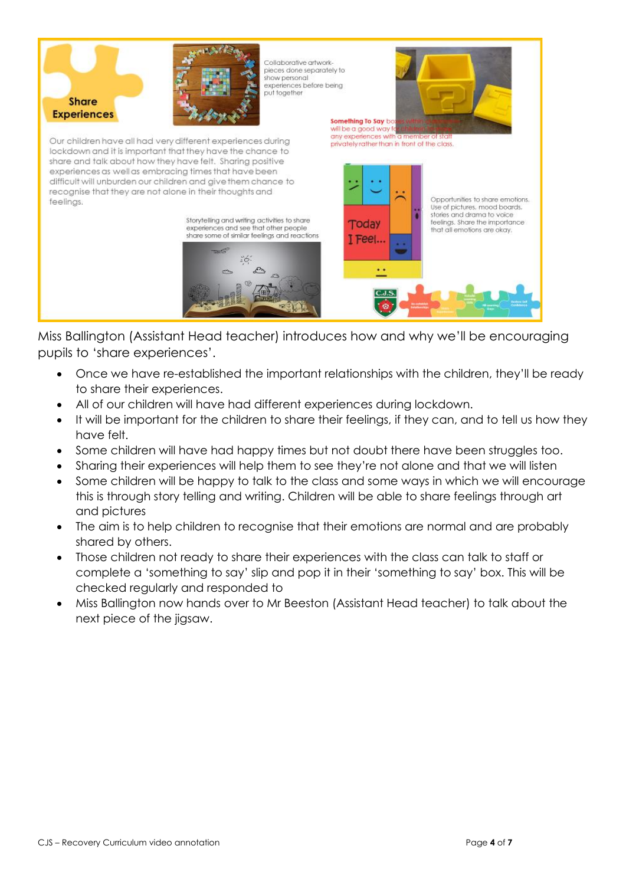**Share Experiences**

Collaborative artwork-pieces done separately to show personal experiences before being put together

**Something To Say** boxes within classrooms will be a good way for children to share any experiences with a member of staff privately rather than in front of the class.

Our children have all had very different experiences during lockdown and it is important that they have the chance to share and talk about how they have felt. Sharing positive experiences as well as embracing times that have been difficult will unburden our children and give them chance to recognise that they are not alone in their thoughts and feelings.

Opportunities to share emotions. Use of pictures, mood boards, stories and drama to voice feelings. Share the importance that all emotions are okay.

Today I Feel...

Storytelling and writing activities to share experiences and see that other people share some of similar feelings and reactions

Miss Ballington (Assistant Head teacher) introduces how and why we'll be encouraging pupils to 'share experiences'.

- Once we have re-established the important relationships with the children, they'll be ready to share their experiences.
- All of our children will have had different experiences during lockdown.
- It will be important for the children to share their feelings, if they can, and to tell us how they have felt.
- Some children will have had happy times but not doubt there have been struggles too.
- Sharing their experiences will help them to see they're not alone and that we will listen
- Some children will be happy to talk to the class and some ways in which we will encourage this is through story telling and writing. Children will be able to share feelings through art and pictures
- The aim is to help children to recognise that their emotions are normal and are probably shared by others.
- Those children not ready to share their experiences with the class can talk to staff or complete a 'something to say' slip and pop it in their 'something to say' box. This will be checked regularly and responded to
- Miss Ballington now hands over to Mr Beeston (Assistant Head teacher) to talk about the next piece of the jigsaw.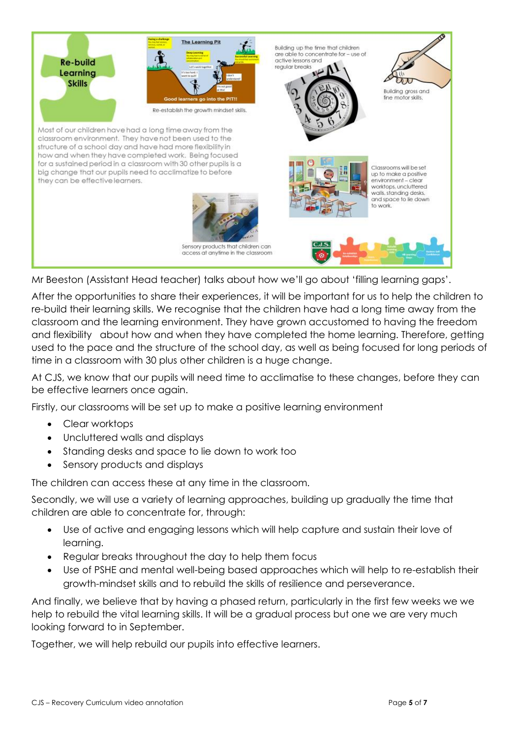Re-build Learning Skills

Re-establish the growth mindset skills.

Most of our children have had a long time away from the classroom environment. They have not been used to the structure of a school day and have had more flexibility in how and when they have completed work. Being focused for a sustained period in a classroom with 30 other pupils is a big change that our pupils need to acclimatize to before they can be effective learners.

Building up the time that children are able to concentrate for – use of active lessons and regular breaks

Building gross and fine motor skills.

Classrooms will be set up to make a positive environment – clear worktops, uncluttered walls, standing desks, and space to lie down to work.

Sensory products that children can access at anytime in the classroom

Mr Beeston (Assistant Head teacher) talks about how we'll go about 'filling learning gaps'.

After the opportunities to share their experiences, it will be important for us to help the children to re-build their learning skills. We recognise that the children have had a long time away from the classroom and the learning environment. They have grown accustomed to having the freedom and flexibility about how and when they have completed the home learning. Therefore, getting used to the pace and the structure of the school day, as well as being focused for long periods of time in a classroom with 30 plus other children is a huge change.

At CJS, we know that our pupils will need time to acclimatise to these changes, before they can be effective learners once again.

Firstly, our classrooms will be set up to make a positive learning environment

- Clear worktops
- Uncluttered walls and displays
- Standing desks and space to lie down to work too
- Sensory products and displays

The children can access these at any time in the classroom.

Secondly, we will use a variety of learning approaches, building up gradually the time that children are able to concentrate for, through:

- Use of active and engaging lessons which will help capture and sustain their love of learning.
- Regular breaks throughout the day to help them focus
- Use of PSHE and mental well-being based approaches which will help to re-establish their growth-mindset skills and to rebuild the skills of resilience and perseverance.

And finally, we believe that by having a phased return, particularly in the first few weeks we we help to rebuild the vital learning skills. It will be a gradual process but one we are very much looking forward to in September.

Together, we will help rebuild our pupils into effective learners.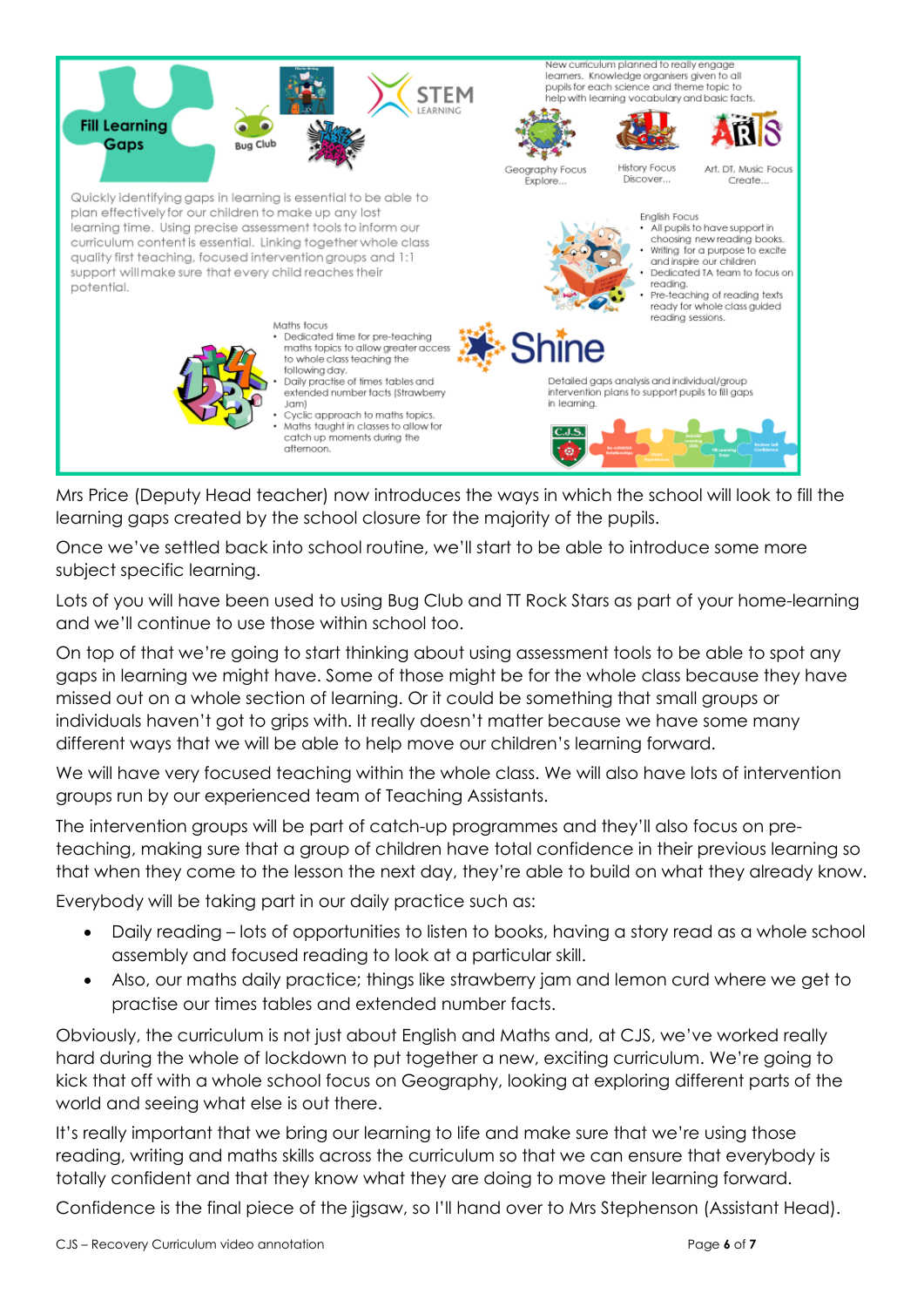**Fill Learning Gaps**

Bug Club

STEM LEARNING

New curriculum planned to really engage learners. Knowledge organisers given to all pupils for each science and theme topic to help with learning vocabulary and basic facts.

Geography Focus Explore...

History Focus Discover...

Art, DT, Music Focus Create...

Quickly identifying gaps in learning is essential to be able to plan effectively for our children to make up any lost learning time. Using precise assessment tools to inform our curriculum content is essential. Linking together whole class quality first teaching, focused intervention groups and 1:1 support will make sure that every child reaches their potential.

English Focus

- All pupils to have support in choosing new reading books.
- Writing for a purpose to excite and inspire our children
- Dedicated TA team to focus on reading.
- Pre-teaching of reading texts ready for whole class guided reading sessions.

Maths focus

- Dedicated time for pre-teaching maths topics to allow greater access to whole class teaching the following day.
- Daily practise of times tables and extended number facts (Strawberry Jam)
- Cyclic approach to maths topics.
- Maths taught in classes to allow for catch up moments during the afternoon.

Shine

Detailed gaps analysis and individual/group intervention plans to support pupils to fill gaps in learning.

Mrs Price (Deputy Head teacher) now introduces the ways in which the school will look to fill the learning gaps created by the school closure for the majority of the pupils.

Once we've settled back into school routine, we'll start to be able to introduce some more subject specific learning.

Lots of you will have been used to using Bug Club and TT Rock Stars as part of your home-learning and we'll continue to use those within school too.

On top of that we're going to start thinking about using assessment tools to be able to spot any gaps in learning we might have. Some of those might be for the whole class because they have missed out on a whole section of learning. Or it could be something that small groups or individuals haven't got to grips with. It really doesn't matter because we have some many different ways that we will be able to help move our children's learning forward.

We will have very focused teaching within the whole class. We will also have lots of intervention groups run by our experienced team of Teaching Assistants.

The intervention groups will be part of catch-up programmes and they'll also focus on pre-teaching, making sure that a group of children have total confidence in their previous learning so that when they come to the lesson the next day, they're able to build on what they already know.

Everybody will be taking part in our daily practice such as:

- Daily reading – lots of opportunities to listen to books, having a story read as a whole school assembly and focused reading to look at a particular skill.
- Also, our maths daily practice; things like strawberry jam and lemon curd where we get to practise our times tables and extended number facts.

Obviously, the curriculum is not just about English and Maths and, at CJS, we've worked really hard during the whole of lockdown to put together a new, exciting curriculum. We're going to kick that off with a whole school focus on Geography, looking at exploring different parts of the world and seeing what else is out there.

It's really important that we bring our learning to life and make sure that we're using those reading, writing and maths skills across the curriculum so that we can ensure that everybody is totally confident and that they know what they are doing to move their learning forward.

Confidence is the final piece of the jigsaw, so I'll hand over to Mrs Stephenson (Assistant Head).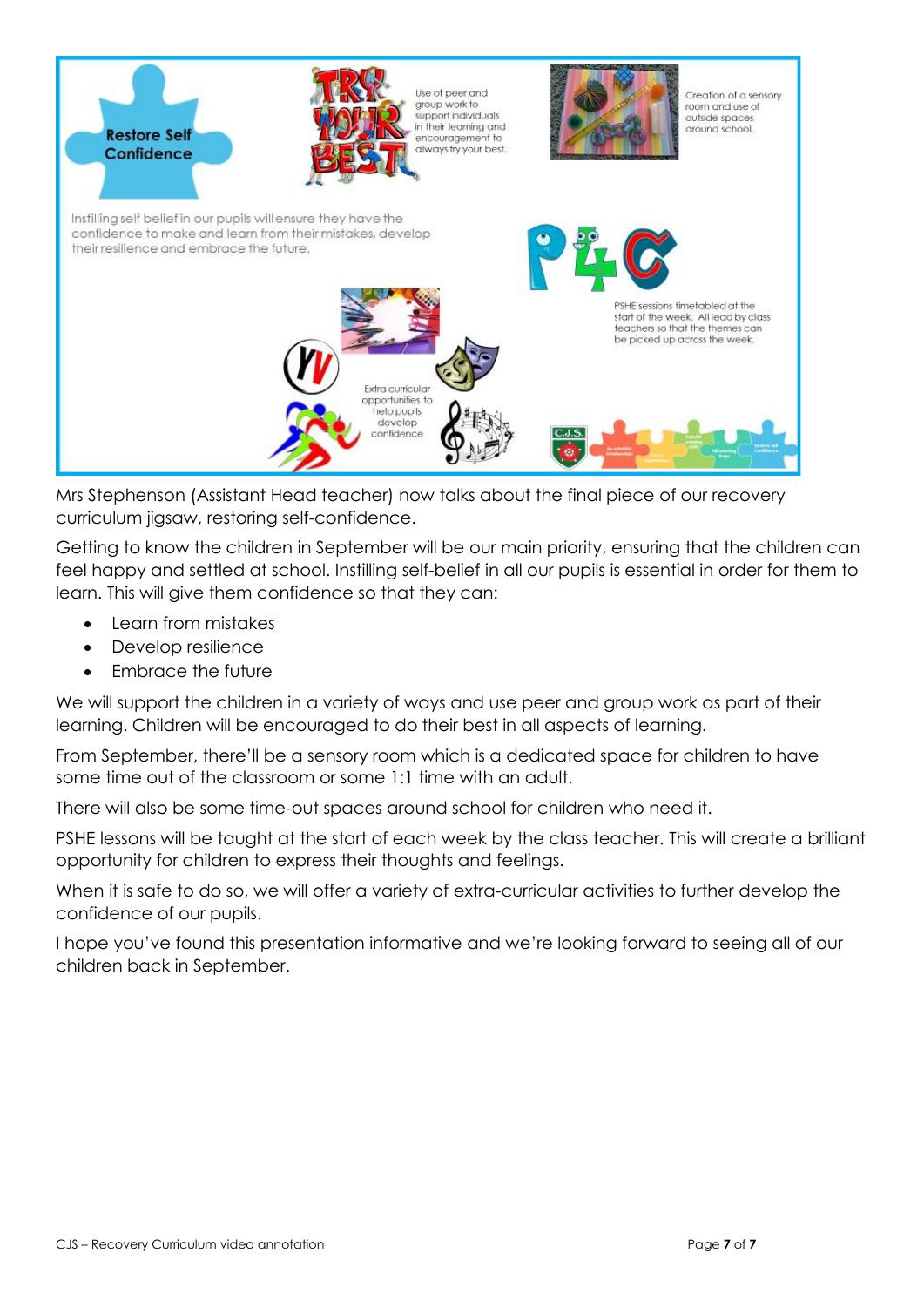Restore Self Confidence

Use of peer and group work to support individuals in their learning and encouragement to always try your best.

Creation of a sensory room and use of outside spaces around school.

Instilling self belief in our pupils will ensure they have the confidence to make and learn from their mistakes, develop their resilience and embrace the future.

PSHE sessions timetabled at the start of the week. All lead by class teachers so that the themes can be picked up across the week.

Extra curricular opportunities to help pupils develop confidence

Mrs Stephenson (Assistant Head teacher) now talks about the final piece of our recovery curriculum jigsaw, restoring self-confidence.

Getting to know the children in September will be our main priority, ensuring that the children can feel happy and settled at school. Instilling self-belief in all our pupils is essential in order for them to learn. This will give them confidence so that they can:

- Learn from mistakes
- Develop resilience
- Embrace the future

We will support the children in a variety of ways and use peer and group work as part of their learning. Children will be encouraged to do their best in all aspects of learning.

From September, there'll be a sensory room which is a dedicated space for children to have some time out of the classroom or some 1:1 time with an adult.

There will also be some time-out spaces around school for children who need it.

PSHE lessons will be taught at the start of each week by the class teacher. This will create a brilliant opportunity for children to express their thoughts and feelings.

When it is safe to do so, we will offer a variety of extra-curricular activities to further develop the confidence of our pupils.

I hope you've found this presentation informative and we're looking forward to seeing all of our children back in September.